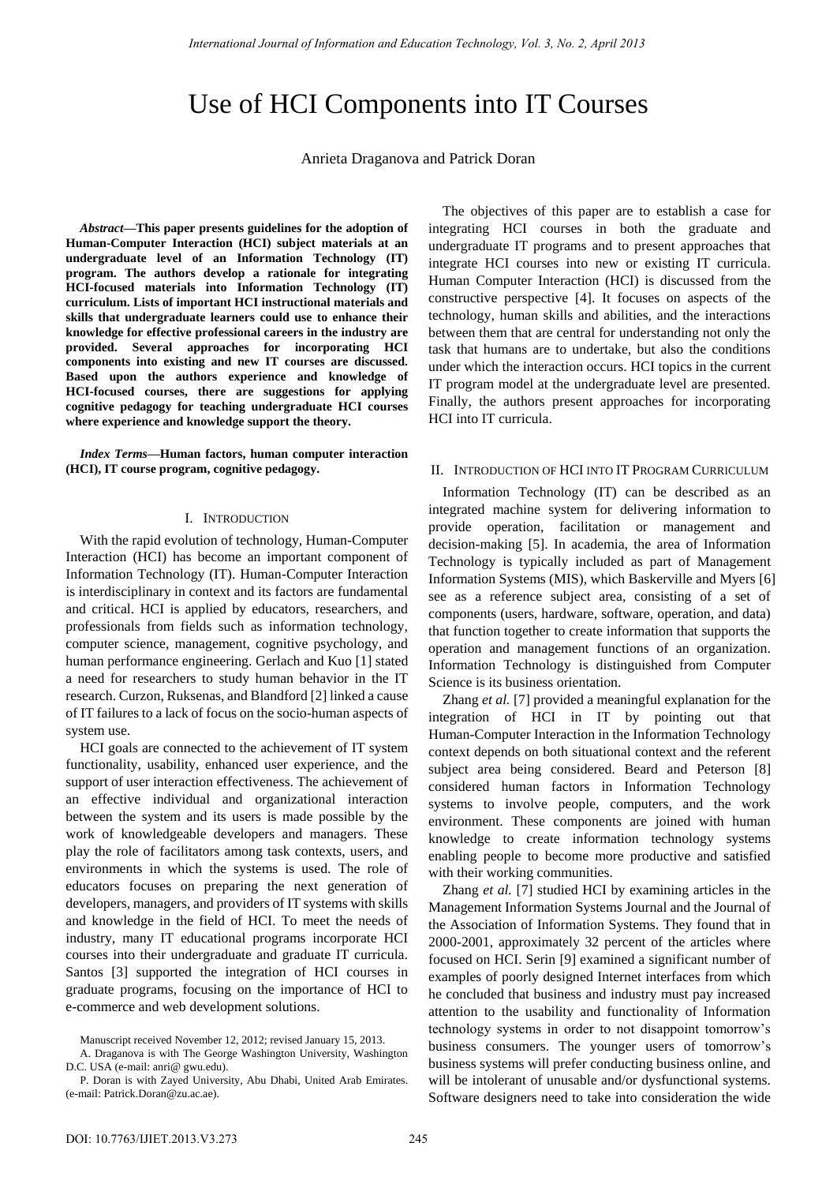# Use of HCI Components into IT Courses

Anrieta Draganova and Patrick Doran

***Abstract*—This paper presents guidelines for the adoption of Human-Computer Interaction (HCI) subject materials at an undergraduate level of an Information Technology (IT) program. The authors develop a rationale for integrating HCI-focused materials into Information Technology (IT) curriculum. Lists of important HCI instructional materials and skills that undergraduate learners could use to enhance their knowledge for effective professional careers in the industry are provided. Several approaches for incorporating HCI components into existing and new IT courses are discussed. Based upon the authors experience and knowledge of HCI-focused courses, there are suggestions for applying cognitive pedagogy for teaching undergraduate HCI courses where experience and knowledge support the theory.**

***Index Terms*—Human factors, human computer interaction (HCI), IT course program, cognitive pedagogy.**

## I. Introduction

With the rapid evolution of technology, Human-Computer Interaction (HCI) has become an important component of Information Technology (IT). Human-Computer Interaction is interdisciplinary in context and its factors are fundamental and critical. HCI is applied by educators, researchers, and professionals from fields such as information technology, computer science, management, cognitive psychology, and human performance engineering. Gerlach and Kuo [1] stated a need for researchers to study human behavior in the IT research. Curzon, Ruksenas, and Blandford [2] linked a cause of IT failures to a lack of focus on the socio-human aspects of system use.

HCI goals are connected to the achievement of IT system functionality, usability, enhanced user experience, and the support of user interaction effectiveness. The achievement of an effective individual and organizational interaction between the system and its users is made possible by the work of knowledgeable developers and managers. These play the role of facilitators among task contexts, users, and environments in which the systems is used. The role of educators focuses on preparing the next generation of developers, managers, and providers of IT systems with skills and knowledge in the field of HCI. To meet the needs of industry, many IT educational programs incorporate HCI courses into their undergraduate and graduate IT curricula. Santos [3] supported the integration of HCI courses in graduate programs, focusing on the importance of HCI to e-commerce and web development solutions.

Manuscript received November 12, 2012; revised January 15, 2013.

A. Draganova is with The George Washington University, Washington D.C. USA (e-mail: anri@ gwu.edu).

P. Doran is with Zayed University, Abu Dhabi, United Arab Emirates. (e-mail: Patrick.Doran@zu.ac.ae).

The objectives of this paper are to establish a case for integrating HCI courses in both the graduate and undergraduate IT programs and to present approaches that integrate HCI courses into new or existing IT curricula. Human Computer Interaction (HCI) is discussed from the constructive perspective [4]. It focuses on aspects of the technology, human skills and abilities, and the interactions between them that are central for understanding not only the task that humans are to undertake, but also the conditions under which the interaction occurs. HCI topics in the current IT program model at the undergraduate level are presented. Finally, the authors present approaches for incorporating HCI into IT curricula.

## II. Introduction of HCI into IT Program Curriculum

Information Technology (IT) can be described as an integrated machine system for delivering information to provide operation, facilitation or management and decision-making [5]. In academia, the area of Information Technology is typically included as part of Management Information Systems (MIS), which Baskerville and Myers [6] see as a reference subject area, consisting of a set of components (users, hardware, software, operation, and data) that function together to create information that supports the operation and management functions of an organization. Information Technology is distinguished from Computer Science is its business orientation.

Zhang *et al.* [7] provided a meaningful explanation for the integration of HCI in IT by pointing out that Human-Computer Interaction in the Information Technology context depends on both situational context and the referent subject area being considered. Beard and Peterson [8] considered human factors in Information Technology systems to involve people, computers, and the work environment. These components are joined with human knowledge to create information technology systems enabling people to become more productive and satisfied with their working communities.

Zhang *et al.* [7] studied HCI by examining articles in the Management Information Systems Journal and the Journal of the Association of Information Systems. They found that in 2000-2001, approximately 32 percent of the articles where focused on HCI. Serin [9] examined a significant number of examples of poorly designed Internet interfaces from which he concluded that business and industry must pay increased attention to the usability and functionality of Information technology systems in order to not disappoint tomorrow's business consumers. The younger users of tomorrow's business systems will prefer conducting business online, and will be intolerant of unusable and/or dysfunctional systems. Software designers need to take into consideration the wide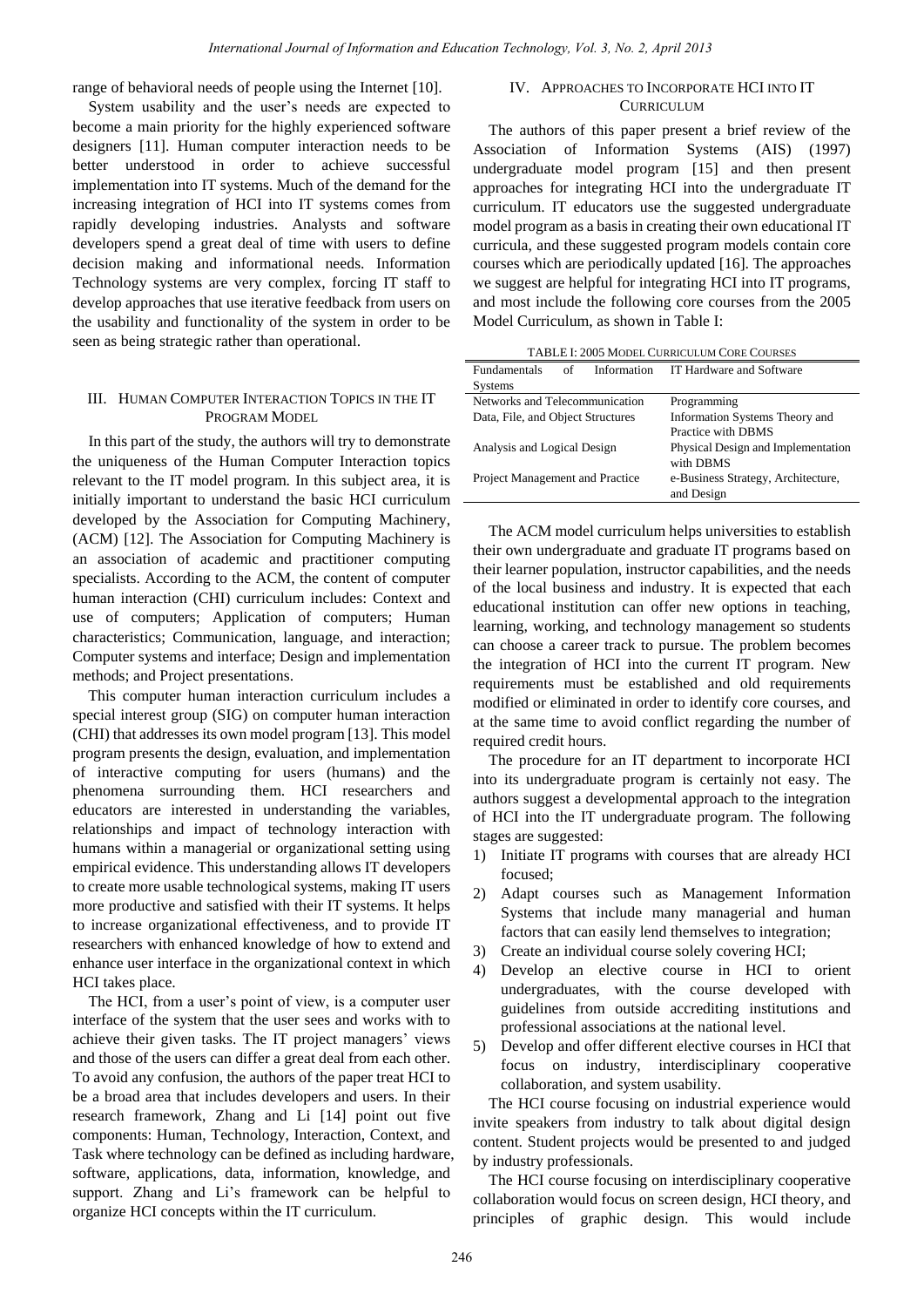range of behavioral needs of people using the Internet [10].

System usability and the user's needs are expected to become a main priority for the highly experienced software designers [11]. Human computer interaction needs to be better understood in order to achieve successful implementation into IT systems. Much of the demand for the increasing integration of HCI into IT systems comes from rapidly developing industries. Analysts and software developers spend a great deal of time with users to define decision making and informational needs. Information Technology systems are very complex, forcing IT staff to develop approaches that use iterative feedback from users on the usability and functionality of the system in order to be seen as being strategic rather than operational.

## III. Human Computer Interaction Topics in the IT Program Model

In this part of the study, the authors will try to demonstrate the uniqueness of the Human Computer Interaction topics relevant to the IT model program. In this subject area, it is initially important to understand the basic HCI curriculum developed by the Association for Computing Machinery, (ACM) [12]. The Association for Computing Machinery is an association of academic and practitioner computing specialists. According to the ACM, the content of computer human interaction (CHI) curriculum includes: Context and use of computers; Application of computers; Human characteristics; Communication, language, and interaction; Computer systems and interface; Design and implementation methods; and Project presentations.

This computer human interaction curriculum includes a special interest group (SIG) on computer human interaction (CHI) that addresses its own model program [13]. This model program presents the design, evaluation, and implementation of interactive computing for users (humans) and the phenomena surrounding them. HCI researchers and educators are interested in understanding the variables, relationships and impact of technology interaction with humans within a managerial or organizational setting using empirical evidence. This understanding allows IT developers to create more usable technological systems, making IT users more productive and satisfied with their IT systems. It helps to increase organizational effectiveness, and to provide IT researchers with enhanced knowledge of how to extend and enhance user interface in the organizational context in which HCI takes place.

The HCI, from a user's point of view, is a computer user interface of the system that the user sees and works with to achieve their given tasks. The IT project managers' views and those of the users can differ a great deal from each other. To avoid any confusion, the authors of the paper treat HCI to be a broad area that includes developers and users. In their research framework, Zhang and Li [14] point out five components: Human, Technology, Interaction, Context, and Task where technology can be defined as including hardware, software, applications, data, information, knowledge, and support. Zhang and Li's framework can be helpful to organize HCI concepts within the IT curriculum.

## IV. Approaches to Incorporate HCI into IT Curriculum

The authors of this paper present a brief review of the Association of Information Systems (AIS) (1997) undergraduate model program [15] and then present approaches for integrating HCI into the undergraduate IT curriculum. IT educators use the suggested undergraduate model program as a basis in creating their own educational IT curricula, and these suggested program models contain core courses which are periodically updated [16]. The approaches we suggest are helpful for integrating HCI into IT programs, and most include the following core courses from the 2005 Model Curriculum, as shown in Table I:

TABLE I: 2005 Model Curriculum Core Courses

| | |
|---|---|
| Fundamentals of Information Systems | IT Hardware and Software |
| Networks and Telecommunication | Programming |
| Data, File, and Object Structures | Information Systems Theory and Practice with DBMS |
| Analysis and Logical Design | Physical Design and Implementation with DBMS |
| Project Management and Practice | e-Business Strategy, Architecture, and Design |

The ACM model curriculum helps universities to establish their own undergraduate and graduate IT programs based on their learner population, instructor capabilities, and the needs of the local business and industry. It is expected that each educational institution can offer new options in teaching, learning, working, and technology management so students can choose a career track to pursue. The problem becomes the integration of HCI into the current IT program. New requirements must be established and old requirements modified or eliminated in order to identify core courses, and at the same time to avoid conflict regarding the number of required credit hours.

The procedure for an IT department to incorporate HCI into its undergraduate program is certainly not easy. The authors suggest a developmental approach to the integration of HCI into the IT undergraduate program. The following stages are suggested:

1) Initiate IT programs with courses that are already HCI focused;
2) Adapt courses such as Management Information Systems that include many managerial and human factors that can easily lend themselves to integration;
3) Create an individual course solely covering HCI;
4) Develop an elective course in HCI to orient undergraduates, with the course developed with guidelines from outside accrediting institutions and professional associations at the national level.
5) Develop and offer different elective courses in HCI that focus on industry, interdisciplinary cooperative collaboration, and system usability.

The HCI course focusing on industrial experience would invite speakers from industry to talk about digital design content. Student projects would be presented to and judged by industry professionals.

The HCI course focusing on interdisciplinary cooperative collaboration would focus on screen design, HCI theory, and principles of graphic design. This would include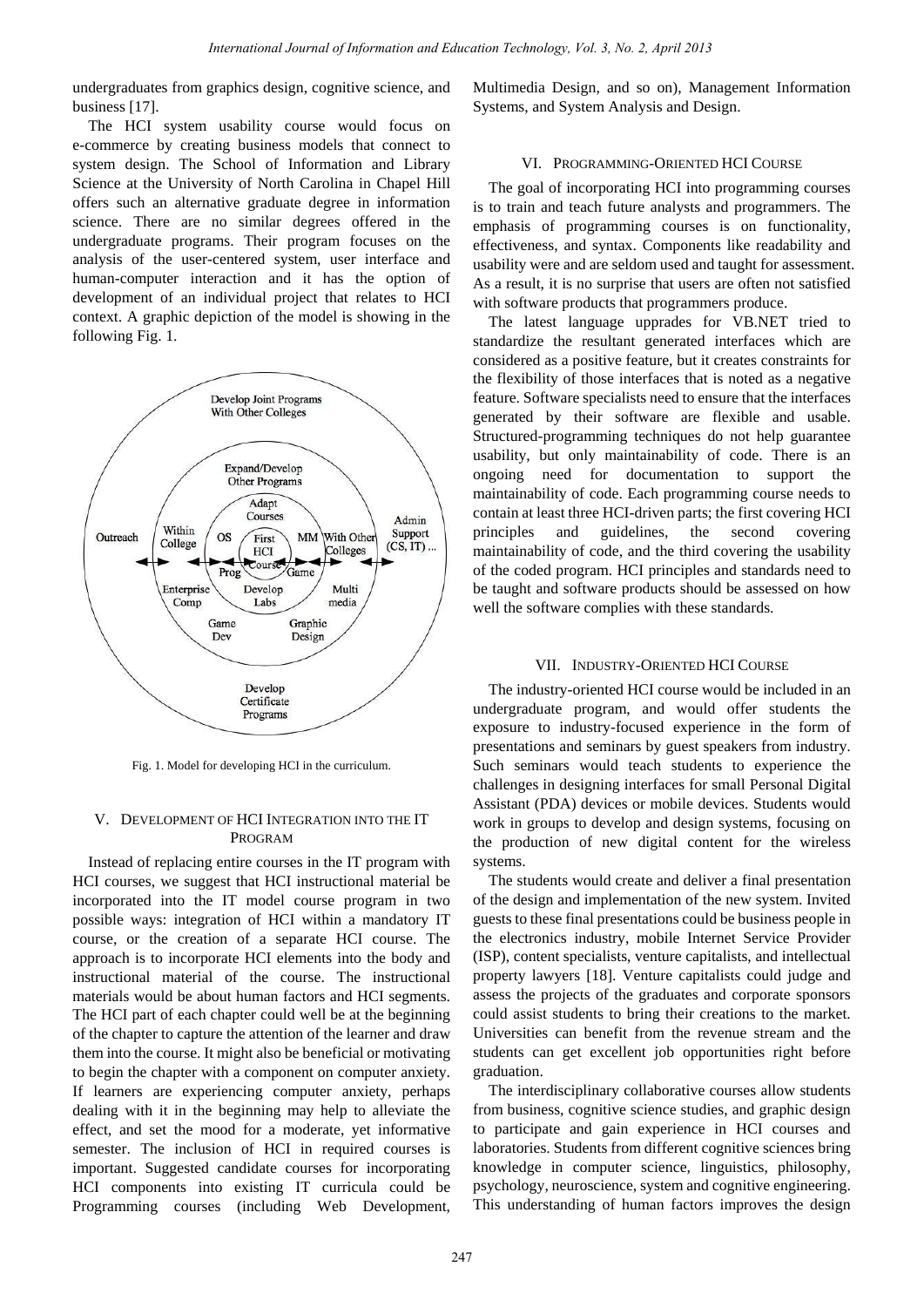undergraduates from graphics design, cognitive science, and business [17].

The HCI system usability course would focus on e-commerce by creating business models that connect to system design. The School of Information and Library Science at the University of North Carolina in Chapel Hill offers such an alternative graduate degree in information science. There are no similar degrees offered in the undergraduate programs. Their program focuses on the analysis of the user-centered system, user interface and human-computer interaction and it has the option of development of an individual project that relates to HCI context. A graphic depiction of the model is showing in the following Fig. 1.

Fig. 1. Model for developing HCI in the curriculum.

## V. Development of HCI Integration into the IT Program

Instead of replacing entire courses in the IT program with HCI courses, we suggest that HCI instructional material be incorporated into the IT model course program in two possible ways: integration of HCI within a mandatory IT course, or the creation of a separate HCI course. The approach is to incorporate HCI elements into the body and instructional material of the course. The instructional materials would be about human factors and HCI segments. The HCI part of each chapter could well be at the beginning of the chapter to capture the attention of the learner and draw them into the course. It might also be beneficial or motivating to begin the chapter with a component on computer anxiety. If learners are experiencing computer anxiety, perhaps dealing with it in the beginning may help to alleviate the effect, and set the mood for a moderate, yet informative semester. The inclusion of HCI in required courses is important. Suggested candidate courses for incorporating HCI components into existing IT curricula could be Programming courses (including Web Development, Multimedia Design, and so on), Management Information Systems, and System Analysis and Design.

## VI. Programming-Oriented HCI Course

The goal of incorporating HCI into programming courses is to train and teach future analysts and programmers. The emphasis of programming courses is on functionality, effectiveness, and syntax. Components like readability and usability were and are seldom used and taught for assessment. As a result, it is no surprise that users are often not satisfied with software products that programmers produce.

The latest language upprades for VB.NET tried to standardize the resultant generated interfaces which are considered as a positive feature, but it creates constraints for the flexibility of those interfaces that is noted as a negative feature. Software specialists need to ensure that the interfaces generated by their software are flexible and usable. Structured-programming techniques do not help guarantee usability, but only maintainability of code. There is an ongoing need for documentation to support the maintainability of code. Each programming course needs to contain at least three HCI-driven parts; the first covering HCI principles and guidelines, the second covering maintainability of code, and the third covering the usability of the coded program. HCI principles and standards need to be taught and software products should be assessed on how well the software complies with these standards.

## VII. Industry-Oriented HCI Course

The industry-oriented HCI course would be included in an undergraduate program, and would offer students the exposure to industry-focused experience in the form of presentations and seminars by guest speakers from industry. Such seminars would teach students to experience the challenges in designing interfaces for small Personal Digital Assistant (PDA) devices or mobile devices. Students would work in groups to develop and design systems, focusing on the production of new digital content for the wireless systems.

The students would create and deliver a final presentation of the design and implementation of the new system. Invited guests to these final presentations could be business people in the electronics industry, mobile Internet Service Provider (ISP), content specialists, venture capitalists, and intellectual property lawyers [18]. Venture capitalists could judge and assess the projects of the graduates and corporate sponsors could assist students to bring their creations to the market. Universities can benefit from the revenue stream and the students can get excellent job opportunities right before graduation.

The interdisciplinary collaborative courses allow students from business, cognitive science studies, and graphic design to participate and gain experience in HCI courses and laboratories. Students from different cognitive sciences bring knowledge in computer science, linguistics, philosophy, psychology, neuroscience, system and cognitive engineering. This understanding of human factors improves the design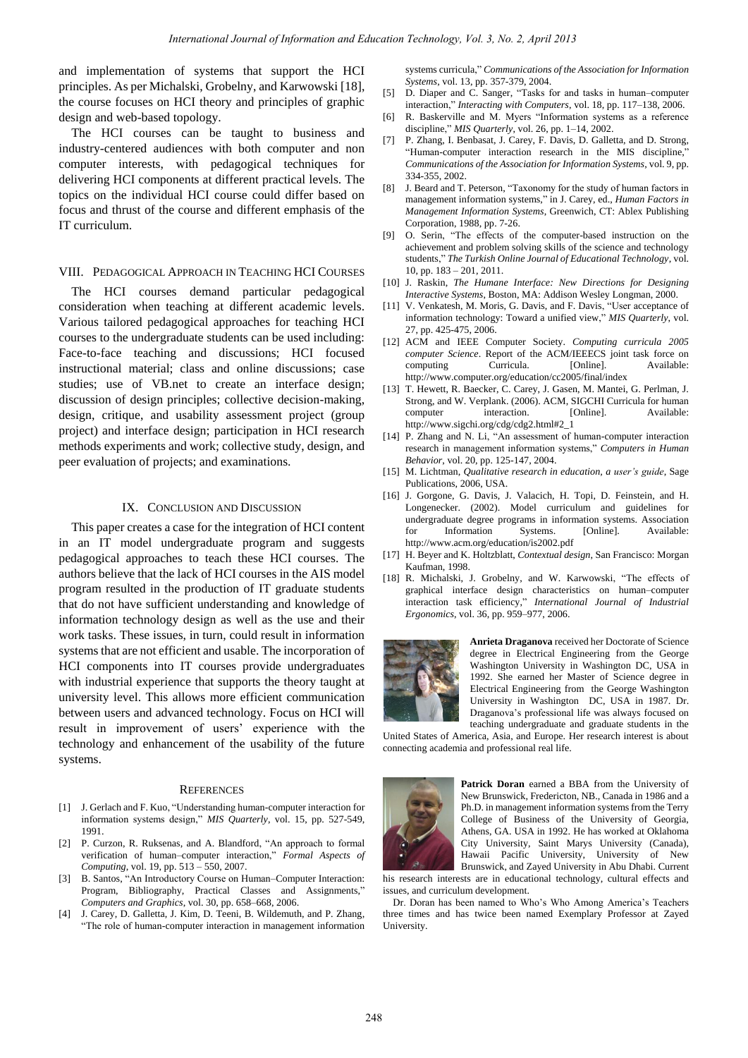and implementation of systems that support the HCI principles. As per Michalski, Grobelny, and Karwowski [18], the course focuses on HCI theory and principles of graphic design and web-based topology.

The HCI courses can be taught to business and industry-centered audiences with both computer and non computer interests, with pedagogical techniques for delivering HCI components at different practical levels. The topics on the individual HCI course could differ based on focus and thrust of the course and different emphasis of the IT curriculum.

## VIII. Pedagogical Approach in Teaching HCI Courses

The HCI courses demand particular pedagogical consideration when teaching at different academic levels. Various tailored pedagogical approaches for teaching HCI courses to the undergraduate students can be used including: Face-to-face teaching and discussions; HCI focused instructional material; class and online discussions; case studies; use of VB.net to create an interface design; discussion of design principles; collective decision-making, design, critique, and usability assessment project (group project) and interface design; participation in HCI research methods experiments and work; collective study, design, and peer evaluation of projects; and examinations.

## IX. Conclusion and Discussion

This paper creates a case for the integration of HCI content in an IT model undergraduate program and suggests pedagogical approaches to teach these HCI courses. The authors believe that the lack of HCI courses in the AIS model program resulted in the production of IT graduate students that do not have sufficient understanding and knowledge of information technology design as well as the use and their work tasks. These issues, in turn, could result in information systems that are not efficient and usable. The incorporation of HCI components into IT courses provide undergraduates with industrial experience that supports the theory taught at university level. This allows more efficient communication between users and advanced technology. Focus on HCI will result in improvement of users' experience with the technology and enhancement of the usability of the future systems.

## References

[1] J. Gerlach and F. Kuo, "Understanding human-computer interaction for information systems design," *MIS Quarterly*, vol. 15, pp. 527-549, 1991.

[2] P. Curzon, R. Ruksenas, and A. Blandford, "An approach to formal verification of human–computer interaction," *Formal Aspects of Computing*, vol. 19, pp. 513 – 550, 2007.

[3] B. Santos, "An Introductory Course on Human–Computer Interaction: Program, Bibliography, Practical Classes and Assignments," *Computers and Graphics*, vol. 30, pp. 658–668, 2006.

[4] J. Carey, D. Galletta, J. Kim, D. Teeni, B. Wildemuth, and P. Zhang, "The role of human-computer interaction in management information systems curricula," *Communications of the Association for Information Systems*, vol. 13, pp. 357-379, 2004.

[5] D. Diaper and C. Sanger, "Tasks for and tasks in human–computer interaction," *Interacting with Computers*, vol. 18, pp. 117–138, 2006.

[6] R. Baskerville and M. Myers "Information systems as a reference discipline," *MIS Quarterly*, vol. 26, pp. 1–14, 2002.

[7] P. Zhang, I. Benbasat, J. Carey, F. Davis, D. Galletta, and D. Strong, "Human-computer interaction research in the MIS discipline," *Communications of the Association for Information Systems*, vol. 9, pp. 334-355, 2002.

[8] J. Beard and T. Peterson, "Taxonomy for the study of human factors in management information systems," in J. Carey, ed., *Human Factors in Management Information Systems*, Greenwich, CT: Ablex Publishing Corporation, 1988, pp. 7-26.

[9] O. Serin, "The effects of the computer-based instruction on the achievement and problem solving skills of the science and technology students," *The Turkish Online Journal of Educational Technology*, vol. 10, pp. 183 – 201, 2011.

[10] J. Raskin, *The Humane Interface: New Directions for Designing Interactive Systems*, Boston, MA: Addison Wesley Longman, 2000.

[11] V. Venkatesh, M. Moris, G. Davis, and F. Davis, "User acceptance of information technology: Toward a unified view," *MIS Quarterly*, vol. 27, pp. 425-475, 2006.

[12] ACM and IEEE Computer Society. *Computing curricula 2005 computer Science*. Report of the ACM/IEEECS joint task force on computing Curricula. [Online]. Available: http://www.computer.org/education/cc2005/final/index

[13] T. Hewett, R. Baecker, C. Carey, J. Gasen, M. Mantei, G. Perlman, J. Strong, and W. Verplank. (2006). ACM, SIGCHI Curricula for human computer interaction. [Online]. Available: http://www.sigchi.org/cdg/cdg2.html#2_1

[14] P. Zhang and N. Li, "An assessment of human-computer interaction research in management information systems," *Computers in Human Behavior*, vol. 20, pp. 125-147, 2004.

[15] M. Lichtman, *Qualitative research in education, a user's guide*, Sage Publications, 2006, USA.

[16] J. Gorgone, G. Davis, J. Valacich, H. Topi, D. Feinstein, and H. Longenecker. (2002). Model curriculum and guidelines for undergraduate degree programs in information systems. Association for Information Systems. [Online]. Available: http://www.acm.org/education/is2002.pdf

[17] H. Beyer and K. Holtzblatt, *Contextual design*, San Francisco: Morgan Kaufman, 1998.

[18] R. Michalski, J. Grobelny, and W. Karwowski, "The effects of graphical interface design characteristics on human–computer interaction task efficiency," *International Journal of Industrial Ergonomics*, vol. 36, pp. 959–977, 2006.

**Anrieta Draganova** received her Doctorate of Science degree in Electrical Engineering from the George Washington University in Washington DC, USA in 1992. She earned her Master of Science degree in Electrical Engineering from the George Washington University in Washington DC, USA in 1987. Dr. Draganova's professional life was always focused on teaching undergraduate and graduate students in the United States of America, Asia, and Europe. Her research interest is about connecting academia and professional real life.

**Patrick Doran** earned a BBA from the University of New Brunswick, Fredericton, NB., Canada in 1986 and a Ph.D. in management information systems from the Terry College of Business of the University of Georgia, Athens, GA. USA in 1992. He has worked at Oklahoma City University, Saint Marys University (Canada), Hawaii Pacific University, University of New Brunswick, and Zayed University in Abu Dhabi. Current his research interests are in educational technology, cultural effects and issues, and curriculum development.

Dr. Doran has been named to Who's Who Among America's Teachers three times and has twice been named Exemplary Professor at Zayed University.